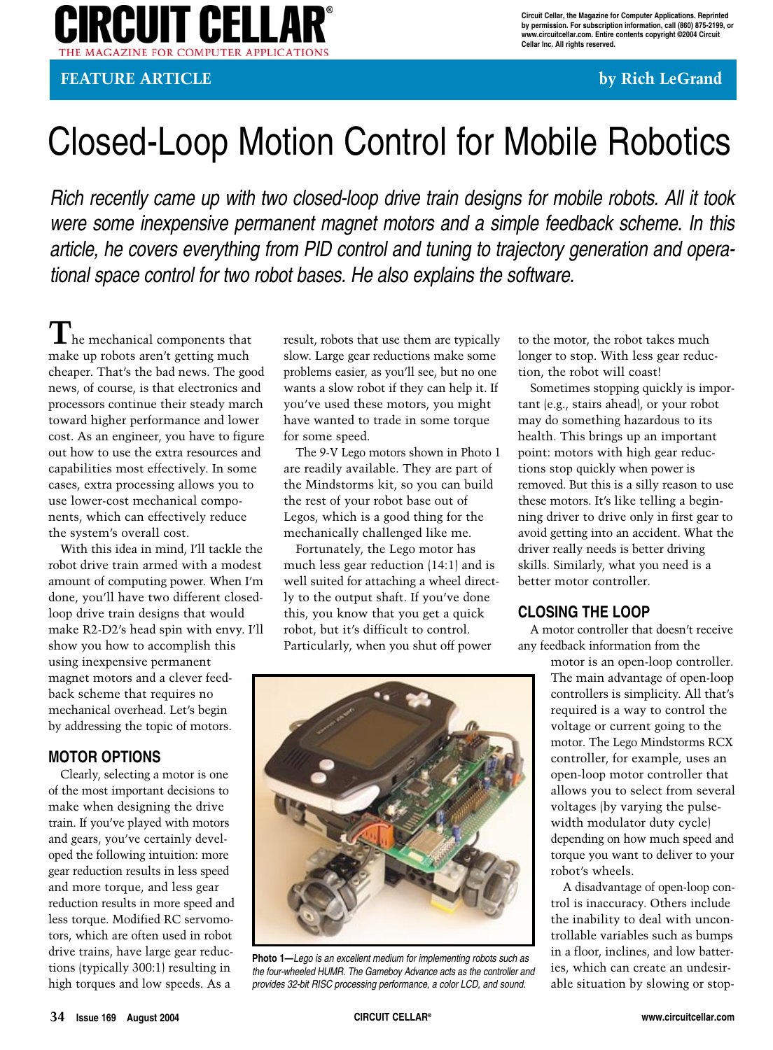**FEATURE ARTICLE** by Rich LeGrand

# Closed-Loop Motion Control for Mobile Robotics

*Rich recently came up with two closed-loop drive train designs for mobile robots. All it took were some inexpensive permanent magnet motors and a simple feedback scheme. In this article, he covers everything from PID control and tuning to trajectory generation and operational space control for two robot bases. He also explains the software.*

The mechanical components that make up robots aren't getting much cheaper. That's the bad news. The good news, of course, is that electronics and processors continue their steady march toward higher performance and lower cost. As an engineer, you have to figure out how to use the extra resources and capabilities most effectively. In some cases, extra processing allows you to use lower-cost mechanical components, which can effectively reduce the system's overall cost.

With this idea in mind, I'll tackle the robot drive train armed with a modest amount of computing power. When I'm done, you'll have two different closed-loop drive train designs that would make R2-D2's head spin with envy. I'll show you how to accomplish this using inexpensive permanent magnet motors and a clever feedback scheme that requires no mechanical overhead. Let's begin by addressing the topic of motors.

## MOTOR OPTIONS

Clearly, selecting a motor is one of the most important decisions to make when designing the drive train. If you've played with motors and gears, you've certainly developed the following intuition: more gear reduction results in less speed and more torque, and less gear reduction results in more speed and less torque. Modified RC servomotors, which are often used in robot drive trains, have large gear reductions (typically 300:1) resulting in high torques and low speeds. As a result, robots that use them are typically slow. Large gear reductions make some problems easier, as you'll see, but no one wants a slow robot if they can help it. If you've used these motors, you might have wanted to trade in some torque for some speed.

The 9-V Lego motors shown in Photo 1 are readily available. They are part of the Mindstorms kit, so you can build the rest of your robot base out of Legos, which is a good thing for the mechanically challenged like me.

Fortunately, the Lego motor has much less gear reduction (14:1) and is well suited for attaching a wheel directly to the output shaft. If you've done this, you know that you get a quick robot, but it's difficult to control. Particularly, when you shut off power to the motor, the robot takes much longer to stop. With less gear reduction, the robot will coast!

Sometimes stopping quickly is important (e.g., stairs ahead), or your robot may do something hazardous to its health. This brings up an important point: motors with high gear reductions stop quickly when power is removed. But this is a silly reason to use these motors. It's like telling a beginning driver to drive only in first gear to avoid getting into an accident. What the driver really needs is better driving skills. Similarly, what you need is a better motor controller.

**Photo 1—***Lego is an excellent medium for implementing robots such as the four-wheeled HUMR. The Gameboy Advance acts as the controller and provides 32-bit RISC processing performance, a color LCD, and sound.*

## CLOSING THE LOOP

A motor controller that doesn't receive any feedback information from the motor is an open-loop controller. The main advantage of open-loop controllers is simplicity. All that's required is a way to control the voltage or current going to the motor. The Lego Mindstorms RCX controller, for example, uses an open-loop motor controller that allows you to select from several voltages (by varying the pulse-width modulator duty cycle) depending on how much speed and torque you want to deliver to your robot's wheels.

A disadvantage of open-loop control is inaccuracy. Others include the inability to deal with uncontrollable variables such as bumps in a floor, inclines, and low batteries, which can create an undesirable situation by slowing or stop-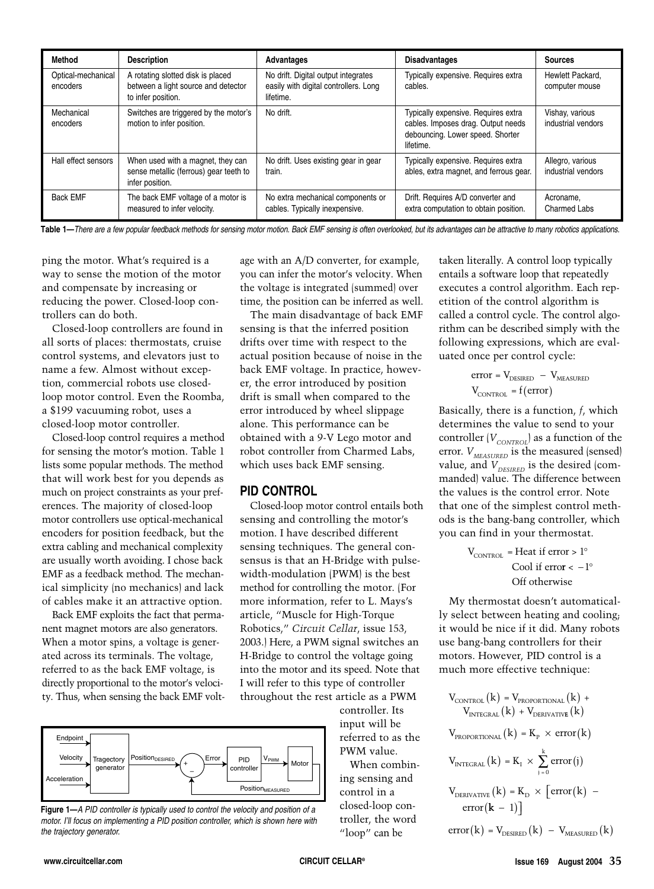| Method | Description | Advantages | Disadvantages | Sources |
|---|---|---|---|---|
| Optical-mechanical encoders | A rotating slotted disk is placed between a light source and detector to infer position. | No drift. Digital output integrates easily with digital controllers. Long lifetime. | Typically expensive. Requires extra cables. | Hewlett Packard, computer mouse |
| Mechanical encoders | Switches are triggered by the motor's motion to infer position. | No drift. | Typically expensive. Requires extra cables. Imposes drag. Output needs debouncing. Lower speed. Shorter lifetime. | Vishay, various industrial vendors |
| Hall effect sensors | When used with a magnet, they can sense metallic (ferrous) gear teeth to infer position. | No drift. Uses existing gear in gear train. | Typically expensive. Requires extra ables, extra magnet, and ferrous gear. | Allegro, various industrial vendors |
| Back EMF | The back EMF voltage of a motor is measured to infer velocity. | No extra mechanical components or cables. Typically inexpensive. | Drift. Requires A/D converter and extra computation to obtain position. | Acroname, Charmed Labs |

**Table 1—***There are a few popular feedback methods for sensing motor motion. Back EMF sensing is often overlooked, but its advantages can be attractive to many robotics applications.*

ping the motor. What's required is a way to sense the motion of the motor and compensate by increasing or reducing the power. Closed-loop controllers can do both.

Closed-loop controllers are found in all sorts of places: thermostats, cruise control systems, and elevators just to name a few. Almost without exception, commercial robots use closed-loop motor control. Even the Roomba, a $199 vacuuming robot, uses a closed-loop motor controller.

Closed-loop control requires a method for sensing the motor's motion. Table 1 lists some popular methods. The method that will work best for you depends as much on project constraints as your preferences. The majority of closed-loop motor controllers use optical-mechanical encoders for position feedback, but the extra cabling and mechanical complexity are usually worth avoiding. I chose back EMF as a feedback method. The mechanical simplicity (no mechanics) and lack of cables make it an attractive option.

Back EMF exploits the fact that permanent magnet motors are also generators. When a motor spins, a voltage is generated across its terminals. The voltage, referred to as the back EMF voltage, is directly proportional to the motor's velocity. Thus, when sensing the back EMF voltage with an A/D converter, for example, you can infer the motor's velocity. When the voltage is integrated (summed) over time, the position can be inferred as well.

The main disadvantage of back EMF sensing is that the inferred position drifts over time with respect to the actual position because of noise in the back EMF voltage. In practice, however, the error introduced by position drift is small when compared to the error introduced by wheel slippage alone. This performance can be obtained with a 9-V Lego motor and robot controller from Charmed Labs, which uses back EMF sensing.

## PID CONTROL

Closed-loop motor control entails both sensing and controlling the motor's motion. I have described different sensing techniques. The general consensus is that an H-Bridge with pulse-width-modulation (PWM) is the best method for controlling the motor. (For more information, refer to L. Mays's article, "Muscle for High-Torque Robotics," *Circuit Cellar*, issue 153, 2003.) Here, a PWM signal switches an H-Bridge to control the voltage going into the motor and its speed. Note that I will refer to this type of controller throughout the rest article as a PWM controller. Its input will be referred to as the PWM value.

When combining sensing and control in a closed-loop controller, the word "loop" can be taken literally. A control loop typically entails a software loop that repeatedly executes a control algorithm. Each repetition of the control algorithm is called a control cycle. The control algorithm can be described simply with the following expressions, which are evaluated once per control cycle:

$$\text{error} = V_{DESIRED} - V_{MEASURED}$$
$$V_{CONTROL} = f(\text{error})$$

Basically, there is a function, *f*, which determines the value to send to your controller ($V_{CONTROL}$) as a function of the error. $V_{MEASURED}$ is the measured (sensed) value, and $V_{DESIRED}$ is the desired (commanded) value. The difference between the values is the control error. Note that one of the simplest control methods is the bang-bang controller, which you can find in your thermostat.

$$V_{CONTROL} = \begin{cases} \text{Heat if error} > 1° \\ \text{Cool if error} < -1° \\ \text{Off otherwise} \end{cases}$$

My thermostat doesn't automatically select between heating and cooling; it would be nice if it did. Many robots use bang-bang controllers for their motors. However, PID control is a much more effective technique:

$$V_{CONTROL}(k) = V_{PROPORTIONAL}(k) + V_{INTEGRAL}(k) + V_{DERIVATIVE}(k)$$

$$V_{PROPORTIONAL}(k) = K_P \times \text{error}(k)$$

$$V_{INTEGRAL}(k) = K_I \times \sum_{j=0}^{k} \text{error}(j)$$

$$V_{DERIVATIVE}(k) = K_D \times [\text{error}(k) - \text{error}(k-1)]$$

$$\text{error}(k) = V_{DESIRED}(k) - V_{MEASURED}(k)$$

Endpoint, Velocity, Acceleration → Tragectory generator → Position$_{DESIRED}$ → (+/−) → Error → PID controller → $V_{PWM}$ → Motor → Position$_{MEASURED}$ (feedback)

**Figure 1—***A PID controller is typically used to control the velocity and position of a motor. I'll focus on implementing a PID position controller, which is shown here with the trajectory generator.*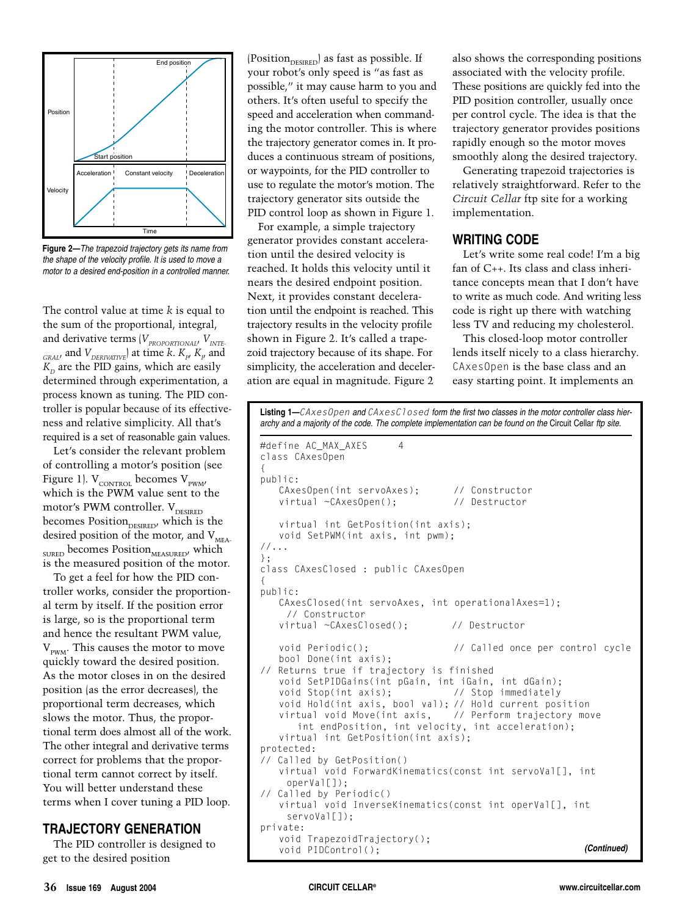Figure 2—*The trapezoid trajectory gets its name from the shape of the velocity profile. It is used to move a motor to a desired end-position in a controlled manner.*

The control value at time $k$ is equal to the sum of the proportional, integral, and derivative terms ($V_{PROPORTIONAL}$, $V_{INTEGRAL}$, and $V_{DERIVATIVE}$) at time $k$. $K_P$, $K_I$, and $K_D$ are the PID gains, which are easily determined through experimentation, a process known as tuning. The PID controller is popular because of its effectiveness and relative simplicity. All that's required is a set of reasonable gain values.

Let's consider the relevant problem of controlling a motor's position (see Figure 1). $V_{CONTROL}$ becomes $V_{PWM}$, which is the PWM value sent to the motor's PWM controller. $V_{DESIRED}$ becomes $Position_{DESIRED}$, which is the desired position of the motor, and $V_{MEASURED}$ becomes $Position_{MEASURED}$, which is the measured position of the motor.

To get a feel for how the PID controller works, consider the proportional term by itself. If the position error is large, so is the proportional term and hence the resultant PWM value, $V_{PWM}$. This causes the motor to move quickly toward the desired position. As the motor closes in on the desired position (as the error decreases), the proportional term decreases, which slows the motor. Thus, the proportional term does almost all of the work. The other integral and derivative terms correct for problems that the proportional term cannot correct by itself. You will better understand these terms when I cover tuning a PID loop.

## TRAJECTORY GENERATION

The PID controller is designed to get to the desired position ($Position_{DESIRED}$) as fast as possible. If your robot's only speed is "as fast as possible," it may cause harm to you and others. It's often useful to specify the speed and acceleration when commanding the motor controller. This is where the trajectory generator comes in. It produces a continuous stream of positions, or waypoints, for the PID controller to use to regulate the motor's motion. The trajectory generator sits outside the PID control loop as shown in Figure 1.

For example, a simple trajectory generator provides constant acceleration until the desired velocity is reached. It holds this velocity until it nears the desired endpoint position. Next, it provides constant deceleration until the endpoint is reached. This trajectory results in the velocity profile shown in Figure 2. It's called a trapezoid trajectory because of its shape. For simplicity, the acceleration and deceleration are equal in magnitude. Figure 2 also shows the corresponding positions associated with the velocity profile. These positions are quickly fed into the PID position controller, usually once per control cycle. The idea is that the trajectory generator provides positions rapidly enough so the motor moves smoothly along the desired trajectory.

Generating trapezoid trajectories is relatively straightforward. Refer to the *Circuit Cellar* ftp site for a working implementation.

## WRITING CODE

Let's write some real code! I'm a big fan of C++. Its class and class inheritance concepts mean that I don't have to write as much code. And writing less code is right up there with watching less TV and reducing my cholesterol.

This closed-loop motor controller lends itself nicely to a class hierarchy. `CAxesOpen` is the base class and an easy starting point. It implements an

**Listing 1—***`CAxesOpen` and `CAxesClosed` form the first two classes in the motor controller class hierarchy and a majority of the code. The complete implementation can be found on the* Circuit Cellar *ftp site.*

```
#define AC_MAX_AXES      4
class CAxesOpen
{
public:
   CAxesOpen(int servoAxes);       // Constructor
   virtual ~CAxesOpen();           // Destructor

   virtual int GetPosition(int axis);
   void SetPWM(int axis, int pwm);
//...
};
class CAxesClosed : public CAxesOpen
{
public:
   CAxesClosed(int servoAxes, int operationalAxes=1);
    // Constructor
   virtual ~CAxesClosed();        // Destructor

   void Periodic();               // Called once per control cycle
   bool Done(int axis);
// Returns true if trajectory is finished
   void SetPIDGains(int pGain, int iGain, int dGain);
   void Stop(int axis);           // Stop immediately
   void Hold(int axis, bool val); // Hold current position
   virtual void Move(int axis,    // Perform trajectory move
      int endPosition, int velocity, int acceleration);
   virtual int GetPosition(int axis);
protected:
// Called by GetPosition()
   virtual void ForwardKinematics(const int servoVal[], int
    operVal[]);
// Called by Periodic()
   virtual void InverseKinematics(const int operVal[], int
    servoVal[]);
private:
   void TrapezoidTrajectory();
   void PIDControl();
```

*(Continued)*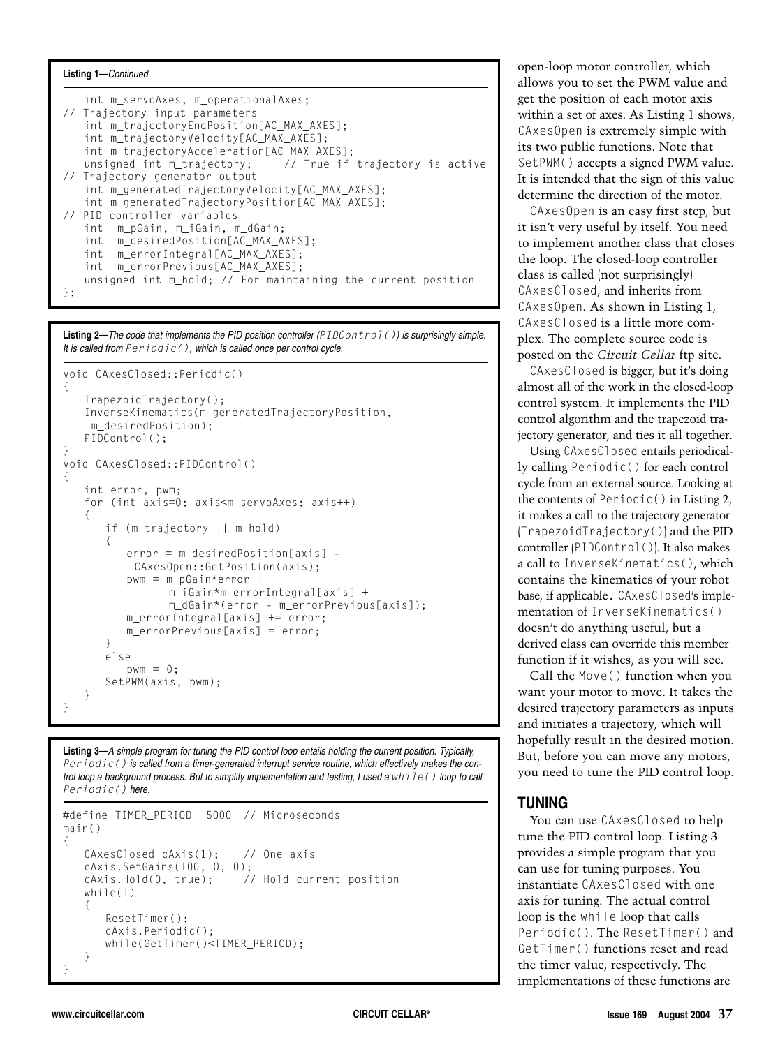**Listing 1—***Continued.*

```
    int m_servoAxes, m_operationalAxes;
// Trajectory input parameters
    int m_trajectoryEndPosition[AC_MAX_AXES];
    int m_trajectoryVelocity[AC_MAX_AXES];
    int m_trajectoryAcceleration[AC_MAX_AXES];
    unsigned int m_trajectory;     // True if trajectory is active
// Trajectory generator output
    int m_generatedTrajectoryVelocity[AC_MAX_AXES];
    int m_generatedTrajectoryPosition[AC_MAX_AXES];
// PID controller variables
    int  m_pGain, m_iGain, m_dGain;
    int  m_desiredPosition[AC_MAX_AXES];
    int  m_errorIntegral[AC_MAX_AXES];
    int  m_errorPrevious[AC_MAX_AXES];
    unsigned int m_hold; // For maintaining the current position
};
```

**Listing 2—***The code that implements the PID position controller (PIDControl()) is surprisingly simple. It is called from Periodic(), which is called once per control cycle.*

```
void CAxesClosed::Periodic()
{
    TrapezoidTrajectory();
    InverseKinematics(m_generatedTrajectoryPosition,
     m_desiredPosition);
    PIDControl();
}
void CAxesClosed::PIDControl()
{
    int error, pwm;
    for (int axis=0; axis<m_servoAxes; axis++)
    {
        if (m_trajectory || m_hold)
        {
            error = m_desiredPosition[axis] -
             CAxesOpen::GetPosition(axis);
            pwm = m_pGain*error +
                  m_iGain*m_errorIntegral[axis] +
                  m_dGain*(error - m_errorPrevious[axis]);
            m_errorIntegral[axis] += error;
            m_errorPrevious[axis] = error;
        }
        else
            pwm = 0;
        SetPWM(axis, pwm);
    }
}
```

**Listing 3—***A simple program for tuning the PID control loop entails holding the current position. Typically, Periodic() is called from a timer-generated interrupt service routine, which effectively makes the control loop a background process. But to simplify implementation and testing, I used a while() loop to call Periodic() here.*

```
#define TIMER_PERIOD  5000  // Microseconds
main()
{
    CAxesClosed cAxis(1);    // One axis
    cAxis.SetGains(100, 0, 0);
    cAxis.Hold(0, true);     // Hold current position
    while(1)
    {
        ResetTimer();
        cAxis.Periodic();
        while(GetTimer()<TIMER_PERIOD);
    }
}
```

open-loop motor controller, which allows you to set the PWM value and get the position of each motor axis within a set of axes. As Listing 1 shows, CAxesOpen is extremely simple with its two public functions. Note that SetPWM() accepts a signed PWM value. It is intended that the sign of this value determine the direction of the motor.

CAxesOpen is an easy first step, but it isn't very useful by itself. You need to implement another class that closes the loop. The closed-loop controller class is called (not surprisingly) CAxesClosed, and inherits from CAxesOpen. As shown in Listing 1, CAxesClosed is a little more complex. The complete source code is posted on the *Circuit Cellar* ftp site.

CAxesClosed is bigger, but it's doing almost all of the work in the closed-loop control system. It implements the PID control algorithm and the trapezoid trajectory generator, and ties it all together.

Using CAxesClosed entails periodically calling Periodic() for each control cycle from an external source. Looking at the contents of Periodic() in Listing 2, it makes a call to the trajectory generator (TrapezoidTrajectory()) and the PID controller (PIDControl()). It also makes a call to InverseKinematics(), which contains the kinematics of your robot base, if applicable. CAxesClosed's implementation of InverseKinematics() doesn't do anything useful, but a derived class can override this member function if it wishes, as you will see.

Call the Move() function when you want your motor to move. It takes the desired trajectory parameters as inputs and initiates a trajectory, which will hopefully result in the desired motion. But, before you can move any motors, you need to tune the PID control loop.

## TUNING

You can use CAxesClosed to help tune the PID control loop. Listing 3 provides a simple program that you can use for tuning purposes. You instantiate CAxesClosed with one axis for tuning. The actual control loop is the while loop that calls Periodic(). The ResetTimer() and GetTimer() functions reset and read the timer value, respectively. The implementations of these functions are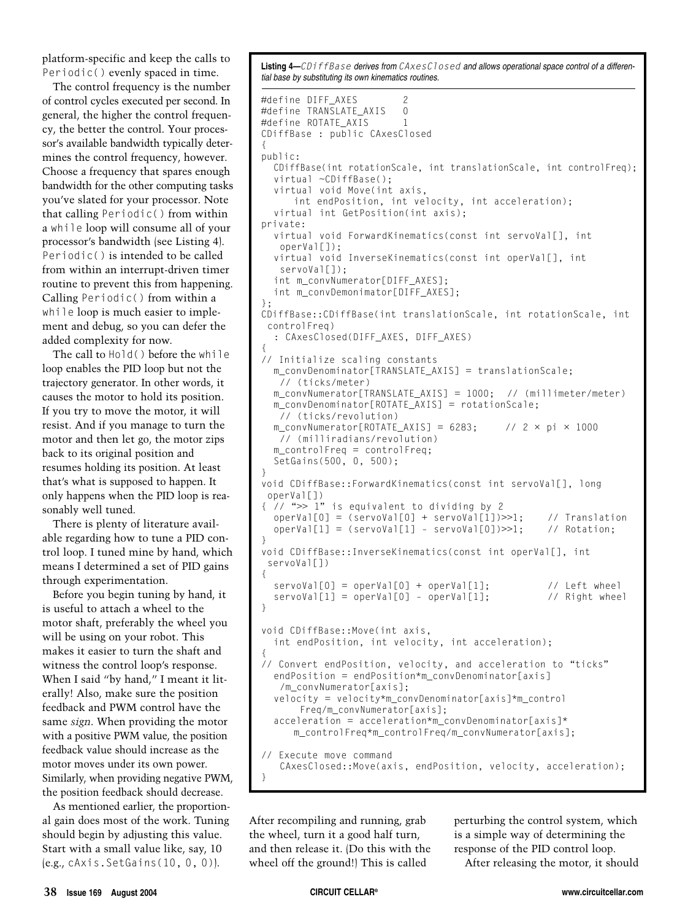platform-specific and keep the calls to `Periodic()` evenly spaced in time.

The control frequency is the number of control cycles executed per second. In general, the higher the control frequency, the better the control. Your processor's available bandwidth typically determines the control frequency, however. Choose a frequency that spares enough bandwidth for the other computing tasks you've slated for your processor. Note that calling `Periodic()` from within a `while` loop will consume all of your processor's bandwidth (see Listing 4). `Periodic()` is intended to be called from within an interrupt-driven timer routine to prevent this from happening. Calling `Periodic()` from within a `while` loop is much easier to implement and debug, so you can defer the added complexity for now.

The call to `Hold()` before the `while` loop enables the PID loop but not the trajectory generator. In other words, it causes the motor to hold its position. If you try to move the motor, it will resist. And if you manage to turn the motor and then let go, the motor zips back to its original position and resumes holding its position. At least that's what is supposed to happen. It only happens when the PID loop is reasonably well tuned.

There is plenty of literature available regarding how to tune a PID control loop. I tuned mine by hand, which means I determined a set of PID gains through experimentation.

Before you begin tuning by hand, it is useful to attach a wheel to the motor shaft, preferably the wheel you will be using on your robot. This makes it easier to turn the shaft and witness the control loop's response. When I said "by hand," I meant it literally! Also, make sure the position feedback and PWM control have the same *sign*. When providing the motor with a positive PWM value, the position feedback value should increase as the motor moves under its own power. Similarly, when providing negative PWM, the position feedback should decrease.

As mentioned earlier, the proportional gain does most of the work. Tuning should begin by adjusting this value. Start with a small value like, say, 10 (e.g., `cAxis.SetGains(10, 0, 0)`). After recompiling and running, grab the wheel, turn it a good half turn, and then release it. (Do this with the wheel off the ground!) This is called perturbing the control system, which is a simple way of determining the response of the PID control loop.

After releasing the motor, it should

**Listing 4—*CDiffBase* derives from *CAxesClosed* and allows operational space control of a differential base by substituting its own kinematics routines.**

```
#define DIFF_AXES        2
#define TRANSLATE_AXIS   0
#define ROTATE_AXIS      1
CDiffBase : public CAxesClosed
{
public:
  CDiffBase(int rotationScale, int translationScale, int controlFreq);
  virtual ~CDiffBase();
  virtual void Move(int axis,
      int endPosition, int velocity, int acceleration);
  virtual int GetPosition(int axis);
private:
  virtual void ForwardKinematics(const int servoVal[], int
   operVal[]);
  virtual void InverseKinematics(const int operVal[], int
   servoVal[]);
  int m_convNumerator[DIFF_AXES];
  int m_convDemonimator[DIFF_AXES];
};
CDiffBase::CDiffBase(int translationScale, int rotationScale, int
 controlFreq)
  : CAxesClosed(DIFF_AXES, DIFF_AXES)
{
// Initialize scaling constants
  m_convDenominator[TRANSLATE_AXIS] = translationScale;
   // (ticks/meter)
  m_convNumerator[TRANSLATE_AXIS] = 1000;  // (millimeter/meter)
  m_convDenominator[ROTATE_AXIS] = rotationScale;
   // (ticks/revolution)
  m_convNumerator[ROTATE_AXIS] = 6283;     // 2 × pi × 1000
   // (milliradians/revolution)
  m_controlFreq = controlFreq;
  SetGains(500, 0, 500);
}
void CDiffBase::ForwardKinematics(const int servoVal[], long
 operVal[])
{ // ">> 1" is equivalent to dividing by 2
  operVal[0] = (servoVal[0] + servoVal[1])>>1;    // Translation
  operVal[1] = (servoVal[1] - servoVal[0])>>1;    // Rotation;
}
void CDiffBase::InverseKinematics(const int operVal[], int
 servoVal[])
{
  servoVal[0] = operVal[0] + operVal[1];          // Left wheel
  servoVal[1] = operVal[0] - operVal[1];          // Right wheel
}

void CDiffBase::Move(int axis,
  int endPosition, int velocity, int acceleration);
{
// Convert endPosition, velocity, and acceleration to "ticks"
  endPosition = endPosition*m_convDenominator[axis]
   /m_convNumerator[axis];
  velocity = velocity*m_convDenominator[axis]*m_control
      Freq/m_convNumerator[axis];
  acceleration = acceleration*m_convDenominator[axis]*
      m_controlFreq*m_controlFreq/m_convNumerator[axis];

// Execute move command
   CAxesClosed::Move(axis, endPosition, velocity, acceleration);
}
```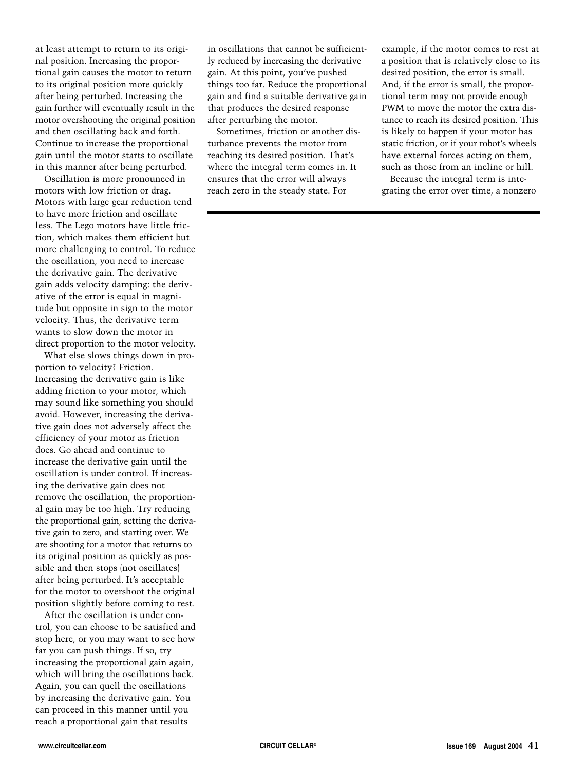at least attempt to return to its original position. Increasing the proportional gain causes the motor to return to its original position more quickly after being perturbed. Increasing the gain further will eventually result in the motor overshooting the original position and then oscillating back and forth. Continue to increase the proportional gain until the motor starts to oscillate in this manner after being perturbed.

Oscillation is more pronounced in motors with low friction or drag. Motors with large gear reduction tend to have more friction and oscillate less. The Lego motors have little friction, which makes them efficient but more challenging to control. To reduce the oscillation, you need to increase the derivative gain. The derivative gain adds velocity damping: the derivative of the error is equal in magnitude but opposite in sign to the motor velocity. Thus, the derivative term wants to slow down the motor in direct proportion to the motor velocity.

What else slows things down in proportion to velocity? Friction. Increasing the derivative gain is like adding friction to your motor, which may sound like something you should avoid. However, increasing the derivative gain does not adversely affect the efficiency of your motor as friction does. Go ahead and continue to increase the derivative gain until the oscillation is under control. If increasing the derivative gain does not remove the oscillation, the proportional gain may be too high. Try reducing the proportional gain, setting the derivative gain to zero, and starting over. We are shooting for a motor that returns to its original position as quickly as possible and then stops (not oscillates) after being perturbed. It's acceptable for the motor to overshoot the original position slightly before coming to rest.

After the oscillation is under control, you can choose to be satisfied and stop here, or you may want to see how far you can push things. If so, try increasing the proportional gain again, which will bring the oscillations back. Again, you can quell the oscillations by increasing the derivative gain. You can proceed in this manner until you reach a proportional gain that results in oscillations that cannot be sufficiently reduced by increasing the derivative gain. At this point, you've pushed things too far. Reduce the proportional gain and find a suitable derivative gain that produces the desired response after perturbing the motor.

Sometimes, friction or another disturbance prevents the motor from reaching its desired position. That's where the integral term comes in. It ensures that the error will always reach zero in the steady state. For example, if the motor comes to rest at a position that is relatively close to its desired position, the error is small. And, if the error is small, the proportional term may not provide enough PWM to move the motor the extra distance to reach its desired position. This is likely to happen if your motor has static friction, or if your robot's wheels have external forces acting on them, such as those from an incline or hill.

Because the integral term is integrating the error over time, a nonzero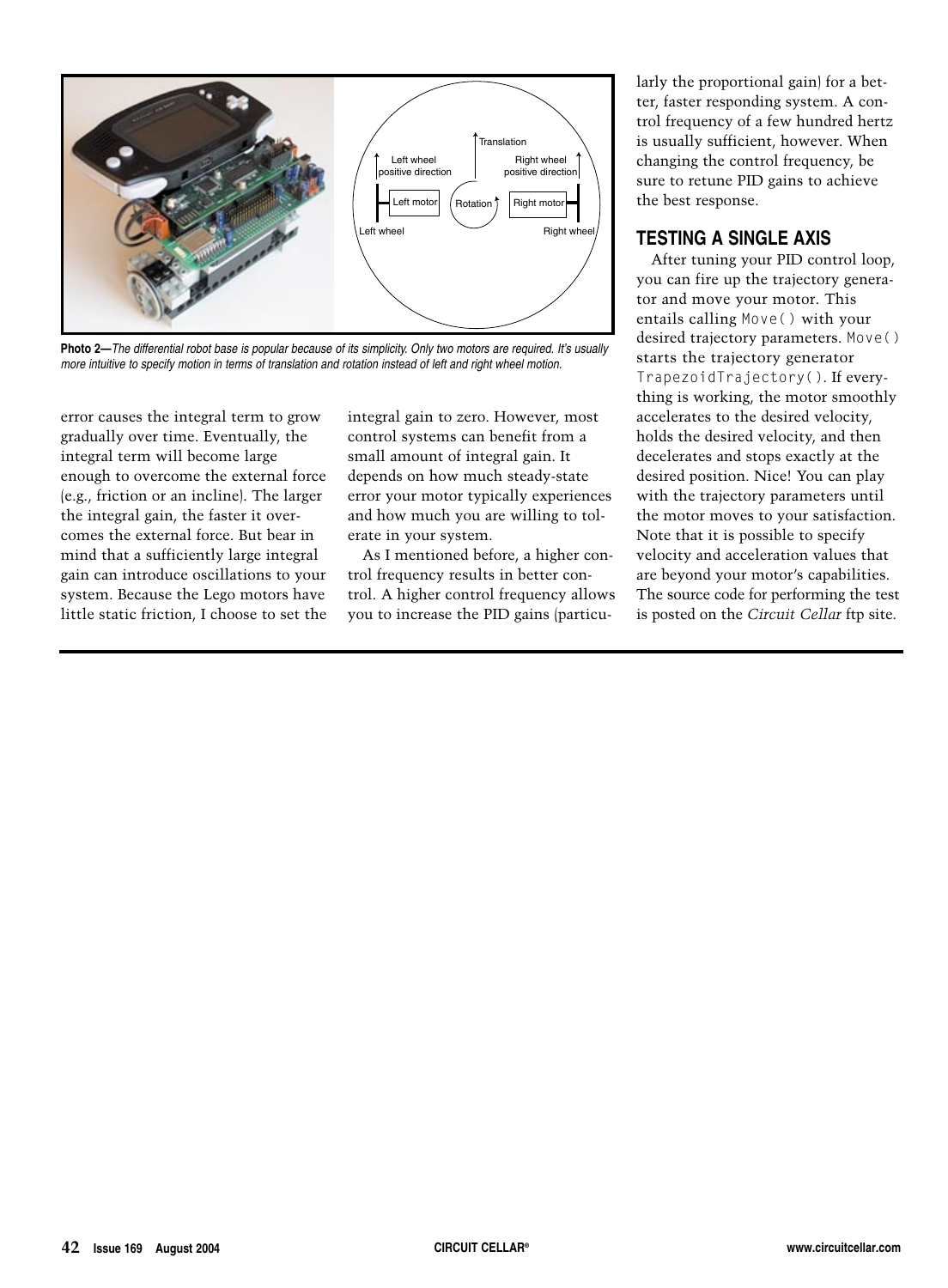Translation

Left wheel
positive direction

Right wheel
positive direction

Left motor

Rotation

Right motor

Left wheel

Right wheel

**Photo 2—***The differential robot base is popular because of its simplicity. Only two motors are required. It's usually more intuitive to specify motion in terms of translation and rotation instead of left and right wheel motion.*

error causes the integral term to grow gradually over time. Eventually, the integral term will become large enough to overcome the external force (e.g., friction or an incline). The larger the integral gain, the faster it overcomes the external force. But bear in mind that a sufficiently large integral gain can introduce oscillations to your system. Because the Lego motors have little static friction, I choose to set the integral gain to zero. However, most control systems can benefit from a small amount of integral gain. It depends on how much steady-state error your motor typically experiences and how much you are willing to tolerate in your system.

As I mentioned before, a higher control frequency results in better control. A higher control frequency allows you to increase the PID gains (particularly the proportional gain) for a better, faster responding system. A control frequency of a few hundred hertz is usually sufficient, however. When changing the control frequency, be sure to retune PID gains to achieve the best response.

## TESTING A SINGLE AXIS

After tuning your PID control loop, you can fire up the trajectory generator and move your motor. This entails calling `Move()` with your desired trajectory parameters. `Move()` starts the trajectory generator `TrapezoidTrajectory()`. If everything is working, the motor smoothly accelerates to the desired velocity, holds the desired velocity, and then decelerates and stops exactly at the desired position. Nice! You can play with the trajectory parameters until the motor moves to your satisfaction. Note that it is possible to specify velocity and acceleration values that are beyond your motor's capabilities. The source code for performing the test is posted on the *Circuit Cellar* ftp site.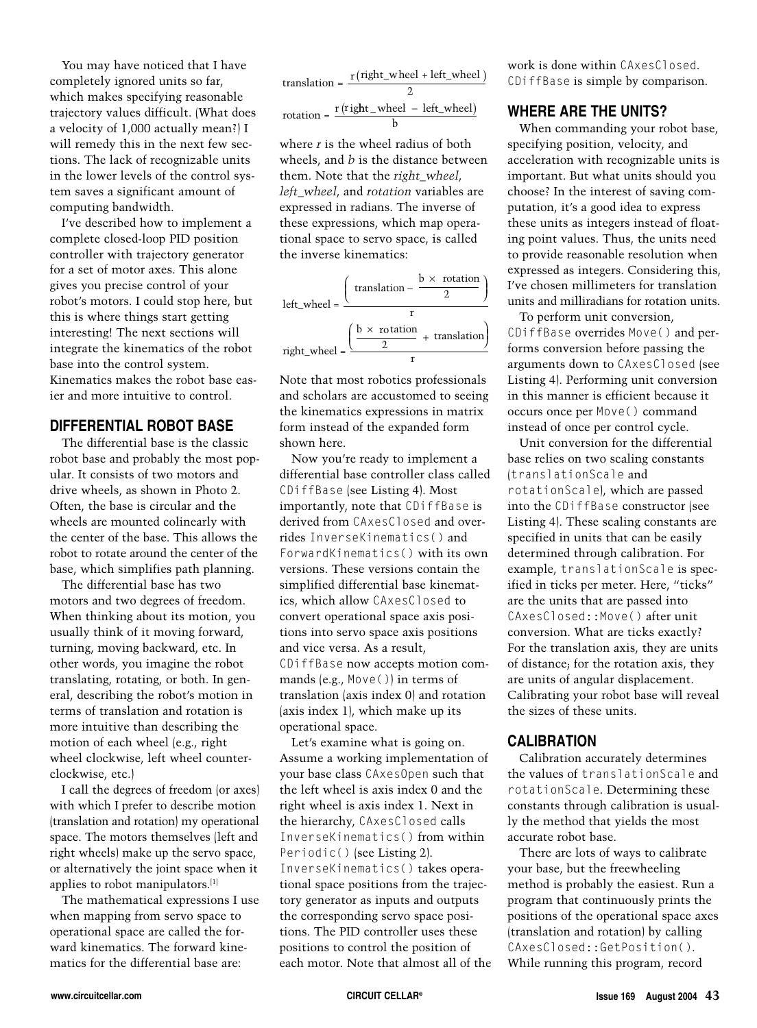You may have noticed that I have completely ignored units so far, which makes specifying reasonable trajectory values difficult. (What does a velocity of 1,000 actually mean?) I will remedy this in the next few sections. The lack of recognizable units in the lower levels of the control system saves a significant amount of computing bandwidth.

I've described how to implement a complete closed-loop PID position controller with trajectory generator for a set of motor axes. This alone gives you precise control of your robot's motors. I could stop here, but this is where things start getting interesting! The next sections will integrate the kinematics of the robot base into the control system. Kinematics makes the robot base easier and more intuitive to control.

## DIFFERENTIAL ROBOT BASE

The differential base is the classic robot base and probably the most popular. It consists of two motors and drive wheels, as shown in Photo 2. Often, the base is circular and the wheels are mounted colinearly with the center of the base. This allows the robot to rotate around the center of the base, which simplifies path planning.

The differential base has two motors and two degrees of freedom. When thinking about its motion, you usually think of it moving forward, turning, moving backward, etc. In other words, you imagine the robot translating, rotating, or both. In general, describing the robot's motion in terms of translation and rotation is more intuitive than describing the motion of each wheel (e.g., right wheel clockwise, left wheel counterclockwise, etc.)

I call the degrees of freedom (or axes) with which I prefer to describe motion (translation and rotation) my operational space. The motors themselves (left and right wheels) make up the servo space, or alternatively the joint space when it applies to robot manipulators.[1]

The mathematical expressions I use when mapping from servo space to operational space are called the forward kinematics. The forward kinematics for the differential base are:

$$\text{translation} = \frac{r(\text{right\_wheel} + \text{left\_wheel})}{2}$$

$$\text{rotation} = \frac{r(\text{right\_wheel} - \text{left\_wheel})}{b}$$

where $r$ is the wheel radius of both wheels, and $b$ is the distance between them. Note that the *right_wheel*, *left_wheel*, and *rotation* variables are expressed in radians. The inverse of these expressions, which map operational space to servo space, is called the inverse kinematics:

$$\text{left\_wheel} = \frac{\left(\text{translation} - \dfrac{b \times \text{rotation}}{2}\right)}{r}$$

$$\text{right\_wheel} = \frac{\left(\dfrac{b \times \text{rotation}}{2} + \text{translation}\right)}{r}$$

Note that most robotics professionals and scholars are accustomed to seeing the kinematics expressions in matrix form instead of the expanded form shown here.

Now you're ready to implement a differential base controller class called `CDiffBase` (see Listing 4). Most importantly, note that `CDiffBase` is derived from `CAxesClosed` and overrides `InverseKinematics()` and `ForwardKinematics()` with its own versions. These versions contain the simplified differential base kinematics, which allow `CAxesClosed` to convert operational space axis positions into servo space axis positions and vice versa. As a result, `CDiffBase` now accepts motion commands (e.g., `Move()`) in terms of translation (axis index 0) and rotation (axis index 1), which make up its operational space.

Let's examine what is going on. Assume a working implementation of your base class `CAxesOpen` such that the left wheel is axis index 0 and the right wheel is axis index 1. Next in the hierarchy, `CAxesClosed` calls `InverseKinematics()` from within `Periodic()` (see Listing 2). `InverseKinematics()` takes operational space positions from the trajectory generator as inputs and outputs the corresponding servo space positions. The PID controller uses these positions to control the position of each motor. Note that almost all of the work is done within `CAxesClosed`. `CDiffBase` is simple by comparison.

## WHERE ARE THE UNITS?

When commanding your robot base, specifying position, velocity, and acceleration with recognizable units is important. But what units should you choose? In the interest of saving computation, it's a good idea to express these units as integers instead of floating point values. Thus, the units need to provide reasonable resolution when expressed as integers. Considering this, I've chosen millimeters for translation units and milliradians for rotation units.

To perform unit conversion, `CDiffBase` overrides `Move()` and performs conversion before passing the arguments down to `CAxesClosed` (see Listing 4). Performing unit conversion in this manner is efficient because it occurs once per `Move()` command instead of once per control cycle.

Unit conversion for the differential base relies on two scaling constants (`translationScale` and `rotationScale`), which are passed into the `CDiffBase` constructor (see Listing 4). These scaling constants are specified in units that can be easily determined through calibration. For example, `translationScale` is specified in ticks per meter. Here, "ticks" are the units that are passed into `CAxesClosed::Move()` after unit conversion. What are ticks exactly? For the translation axis, they are units of distance; for the rotation axis, they are units of angular displacement. Calibrating your robot base will reveal the sizes of these units.

## CALIBRATION

Calibration accurately determines the values of `translationScale` and `rotationScale`. Determining these constants through calibration is usually the method that yields the most accurate robot base.

There are lots of ways to calibrate your base, but the freewheeling method is probably the easiest. Run a program that continuously prints the positions of the operational space axes (translation and rotation) by calling `CAxesClosed::GetPosition()`. While running this program, record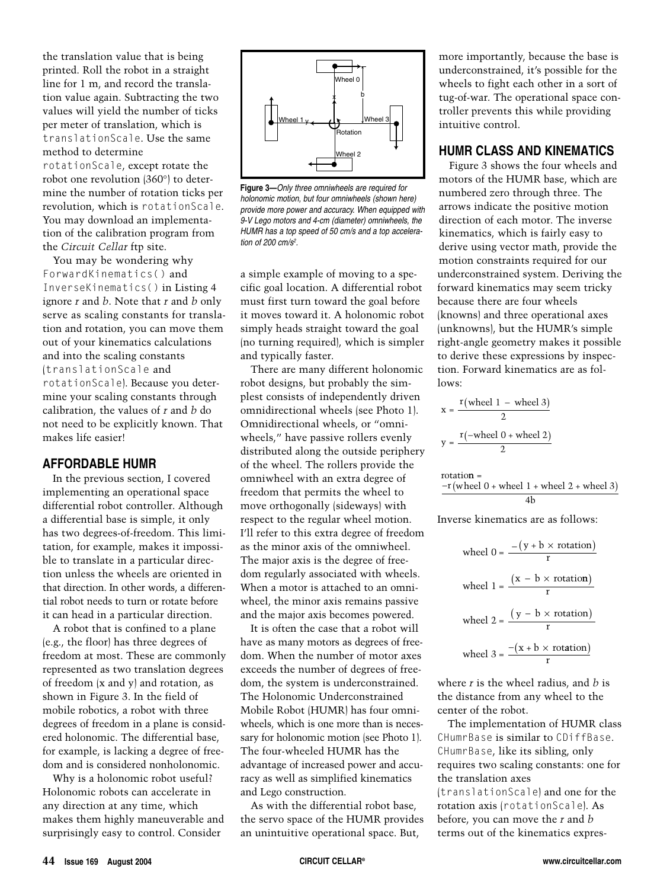the translation value that is being printed. Roll the robot in a straight line for 1 m, and record the translation value again. Subtracting the two values will yield the number of ticks per meter of translation, which is translationScale. Use the same method to determine rotationScale, except rotate the robot one revolution (360°) to determine the number of rotation ticks per revolution, which is rotationScale. You may download an implementation of the calibration program from the *Circuit Cellar* ftp site.

You may be wondering why ForwardKinematics() and InverseKinematics() in Listing 4 ignore *r* and *b*. Note that *r* and *b* only serve as scaling constants for translation and rotation, you can move them out of your kinematics calculations and into the scaling constants (translationScale and rotationScale). Because you determine your scaling constants through calibration, the values of *r* and *b* do not need to be explicitly known. That makes life easier!

## AFFORDABLE HUMR

In the previous section, I covered implementing an operational space differential robot controller. Although a differential base is simple, it only has two degrees-of-freedom. This limitation, for example, makes it impossible to translate in a particular direction unless the wheels are oriented in that direction. In other words, a differential robot needs to turn or rotate before it can head in a particular direction.

A robot that is confined to a plane (e.g., the floor) has three degrees of freedom at most. These are commonly represented as two translation degrees of freedom (x and y) and rotation, as shown in Figure 3. In the field of mobile robotics, a robot with three degrees of freedom in a plane is considered holonomic. The differential base, for example, is lacking a degree of freedom and is considered nonholonomic.

Why is a holonomic robot useful? Holonomic robots can accelerate in any direction at any time, which makes them highly maneuverable and surprisingly easy to control. Consider a simple example of moving to a specific goal location. A differential robot must first turn toward the goal before it moves toward it. A holonomic robot simply heads straight toward the goal (no turning required), which is simpler and typically faster.

**Figure 3—***Only three omniwheels are required for holonomic motion, but four omniwheels (shown here) provide more power and accuracy. When equipped with 9-V Lego motors and 4-cm (diameter) omniwheels, the HUMR has a top speed of 50 cm/s and a top acceleration of 200 cm/s².*

There are many different holonomic robot designs, but probably the simplest consists of independently driven omnidirectional wheels (see Photo 1). Omnidirectional wheels, or "omniwheels," have passive rollers evenly distributed along the outside periphery of the wheel. The rollers provide the omniwheel with an extra degree of freedom that permits the wheel to move orthogonally (sideways) with respect to the regular wheel motion. I'll refer to this extra degree of freedom as the minor axis of the omniwheel. The major axis is the degree of freedom regularly associated with wheels. When a motor is attached to an omniwheel, the minor axis remains passive and the major axis becomes powered.

It is often the case that a robot will have as many motors as degrees of freedom. When the number of motor axes exceeds the number of degrees of freedom, the system is underconstrained. The Holonomic Underconstrained Mobile Robot (HUMR) has four omniwheels, which is one more than is necessary for holonomic motion (see Photo 1). The four-wheeled HUMR has the advantage of increased power and accuracy as well as simplified kinematics and Lego construction.

As with the differential robot base, the servo space of the HUMR provides an unintuitive operational space. But, more importantly, because the base is underconstrained, it's possible for the wheels to fight each other in a sort of tug-of-war. The operational space controller prevents this while providing intuitive control.

## HUMR CLASS AND KINEMATICS

Figure 3 shows the four wheels and motors of the HUMR base, which are numbered zero through three. The arrows indicate the positive motion direction of each motor. The inverse kinematics, which is fairly easy to derive using vector math, provide the motion constraints required for our underconstrained system. Deriving the forward kinematics may seem tricky because there are four wheels (knowns) and three operational axes (unknowns), but the HUMR's simple right-angle geometry makes it possible to derive these expressions by inspection. Forward kinematics are as follows:

$$x = \frac{r(\text{wheel 1} - \text{wheel 3})}{2}$$

$$y = \frac{r(-\text{wheel 0} + \text{wheel 2})}{2}$$

$$\text{rotation} = \frac{-r(\text{wheel 0} + \text{wheel 1} + \text{wheel 2} + \text{wheel 3})}{4b}$$

Inverse kinematics are as follows:

$$\text{wheel 0} = \frac{-(y + b \times \text{rotation})}{r}$$

$$\text{wheel 1} = \frac{(x - b \times \text{rotation})}{r}$$

$$\text{wheel 2} = \frac{(y - b \times \text{rotation})}{r}$$

$$\text{wheel 3} = \frac{-(x + b \times \text{rotation})}{r}$$

where *r* is the wheel radius, and *b* is the distance from any wheel to the center of the robot.

The implementation of HUMR class CHumrBase is similar to CDiffBase. CHumrBase, like its sibling, only requires two scaling constants: one for the translation axes (translationScale) and one for the rotation axis (rotationScale). As before, you can move the *r* and *b* terms out of the kinematics expres-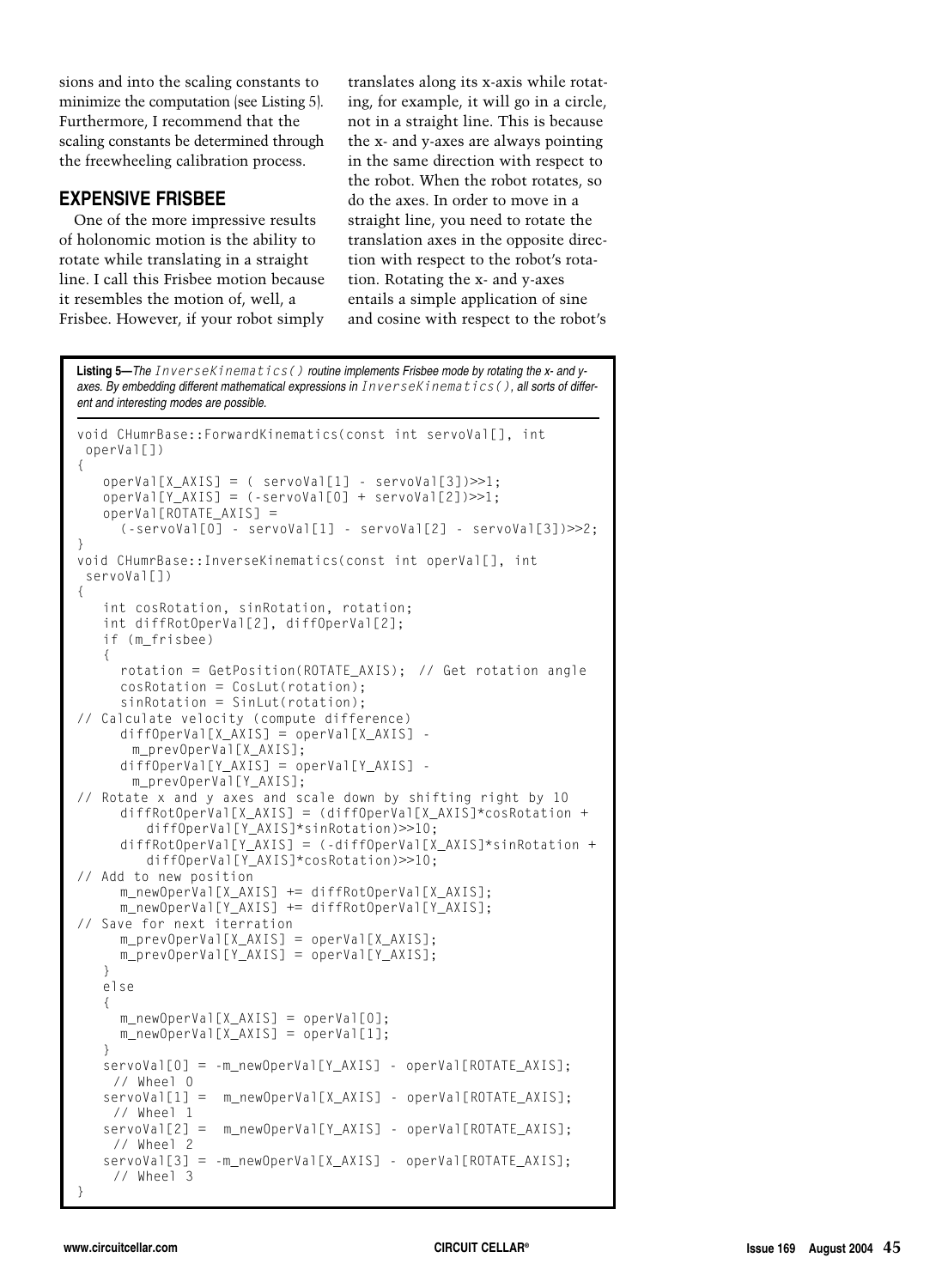sions and into the scaling constants to minimize the computation (see Listing 5). Furthermore, I recommend that the scaling constants be determined through the freewheeling calibration process.

## EXPENSIVE FRISBEE

One of the more impressive results of holonomic motion is the ability to rotate while translating in a straight line. I call this Frisbee motion because it resembles the motion of, well, a Frisbee. However, if your robot simply translates along its x-axis while rotating, for example, it will go in a circle, not in a straight line. This is because the x- and y-axes are always pointing in the same direction with respect to the robot. When the robot rotates, so do the axes. In order to move in a straight line, you need to rotate the translation axes in the opposite direction with respect to the robot's rotation. Rotating the x- and y-axes entails a simple application of sine and cosine with respect to the robot's

**Listing 5—***The `InverseKinematics()` routine implements Frisbee mode by rotating the x- and y-axes. By embedding different mathematical expressions in `InverseKinematics()`, all sorts of different and interesting modes are possible.*

```
void CHumrBase::ForwardKinematics(const int servoVal[], int
 operVal[])
{
   operVal[X_AXIS] = ( servoVal[1] - servoVal[3])>>1;
   operVal[Y_AXIS] = (-servoVal[0] + servoVal[2])>>1;
   operVal[ROTATE_AXIS] =
     (-servoVal[0] - servoVal[1] - servoVal[2] - servoVal[3])>>2;
}
void CHumrBase::InverseKinematics(const int operVal[], int
 servoVal[])
{
   int cosRotation, sinRotation, rotation;
   int diffRotOperVal[2], diffOperVal[2];
   if (m_frisbee)
   {
     rotation = GetPosition(ROTATE_AXIS); // Get rotation angle
     cosRotation = CosLut(rotation);
     sinRotation = SinLut(rotation);
// Calculate velocity (compute difference)
     diffOperVal[X_AXIS] = operVal[X_AXIS] -
       m_prevOperVal[X_AXIS];
     diffOperVal[Y_AXIS] = operVal[Y_AXIS] -
       m_prevOperVal[Y_AXIS];
// Rotate x and y axes and scale down by shifting right by 10
     diffRotOperVal[X_AXIS] = (diffOperVal[X_AXIS]*cosRotation +
        diffOperVal[Y_AXIS]*sinRotation)>>10;
     diffRotOperVal[Y_AXIS] = (-diffOperVal[X_AXIS]*sinRotation +
        diffOperVal[Y_AXIS]*cosRotation)>>10;
// Add to new position
     m_newOperVal[X_AXIS] += diffRotOperVal[X_AXIS];
     m_newOperVal[Y_AXIS] += diffRotOperVal[Y_AXIS];
// Save for next iterration
     m_prevOperVal[X_AXIS] = operVal[X_AXIS];
     m_prevOperVal[Y_AXIS] = operVal[Y_AXIS];
   }
   else
   {
     m_newOperVal[X_AXIS] = operVal[0];
     m_newOperVal[X_AXIS] = operVal[1];
   }
   servoVal[0] = -m_newOperVal[Y_AXIS] - operVal[ROTATE_AXIS];
    // Wheel 0
   servoVal[1] =  m_newOperVal[X_AXIS] - operVal[ROTATE_AXIS];
    // Wheel 1
   servoVal[2] =  m_newOperVal[Y_AXIS] - operVal[ROTATE_AXIS];
    // Wheel 2
   servoVal[3] = -m_newOperVal[X_AXIS] - operVal[ROTATE_AXIS];
    // Wheel 3
}
```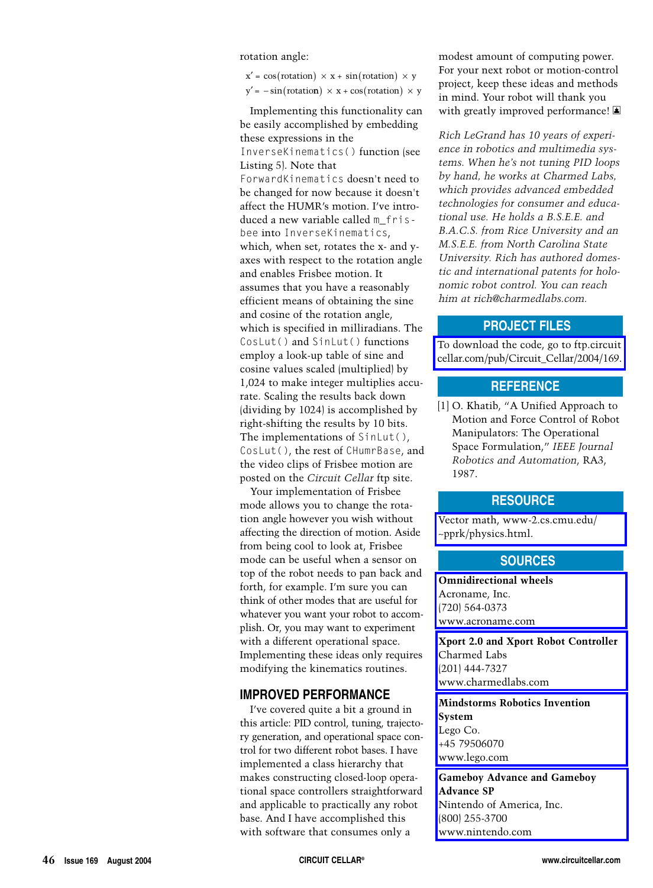rotation angle:

$$x' = \cos(\text{rotation}) \times x + \sin(\text{rotation}) \times y$$
$$y' = -\sin(\text{rotation}) \times x + \cos(\text{rotation}) \times y$$

Implementing this functionality can be easily accomplished by embedding these expressions in the `InverseKinematics()` function (see Listing 5). Note that `ForwardKinematics` doesn't need to be changed for now because it doesn't affect the HUMR's motion. I've introduced a new variable called `m_frisbee` into `InverseKinematics`, which, when set, rotates the x- and y-axes with respect to the rotation angle and enables Frisbee motion. It assumes that you have a reasonably efficient means of obtaining the sine and cosine of the rotation angle, which is specified in milliradians. The `CosLut()` and `SinLut()` functions employ a look-up table of sine and cosine values scaled (multiplied) by 1,024 to make integer multiplies accurate. Scaling the results back down (dividing by 1024) is accomplished by right-shifting the results by 10 bits. The implementations of `SinLut()`, `CosLut()`, the rest of `CHumrBase`, and the video clips of Frisbee motion are posted on the *Circuit Cellar* ftp site.

Your implementation of Frisbee mode allows you to change the rotation angle however you wish without affecting the direction of motion. Aside from being cool to look at, Frisbee mode can be useful when a sensor on top of the robot needs to pan back and forth, for example. I'm sure you can think of other modes that are useful for whatever you want your robot to accomplish. Or, you may want to experiment with a different operational space. Implementing these ideas only requires modifying the kinematics routines.

## IMPROVED PERFORMANCE

I've covered quite a bit a ground in this article: PID control, tuning, trajectory generation, and operational space control for two different robot bases. I have implemented a class hierarchy that makes constructing closed-loop operational space controllers straightforward and applicable to practically any robot base. And I have accomplished this with software that consumes only a modest amount of computing power. For your next robot or motion-control project, keep these ideas and methods in mind. Your robot will thank you with greatly improved performance!

*Rich LeGrand has 10 years of experience in robotics and multimedia systems. When he's not tuning PID loops by hand, he works at Charmed Labs, which provides advanced embedded technologies for consumer and educational use. He holds a B.S.E.E. and B.A.C.S. from Rice University and an M.S.E.E. from North Carolina State University. Rich has authored domestic and international patents for holonomic robot control. You can reach him at rich@charmedlabs.com.*

## PROJECT FILES

To download the code, go to ftp.circuitcellar.com/pub/Circuit_Cellar/2004/169.

## REFERENCE

[1] O. Khatib, "A Unified Approach to Motion and Force Control of Robot Manipulators: The Operational Space Formulation," *IEEE Journal Robotics and Automation*, RA3, 1987.

## RESOURCE

Vector math, www-2.cs.cmu.edu/~pprk/physics.html.

## SOURCES

**Omnidirectional wheels**
Acroname, Inc.
(720) 564-0373
www.acroname.com

**Xport 2.0 and Xport Robot Controller**
Charmed Labs
(201) 444-7327
www.charmedlabs.com

**Mindstorms Robotics Invention System**
Lego Co.
+45 79506070
www.lego.com

**Gameboy Advance and Gameboy Advance SP**
Nintendo of America, Inc.
(800) 255-3700
www.nintendo.com